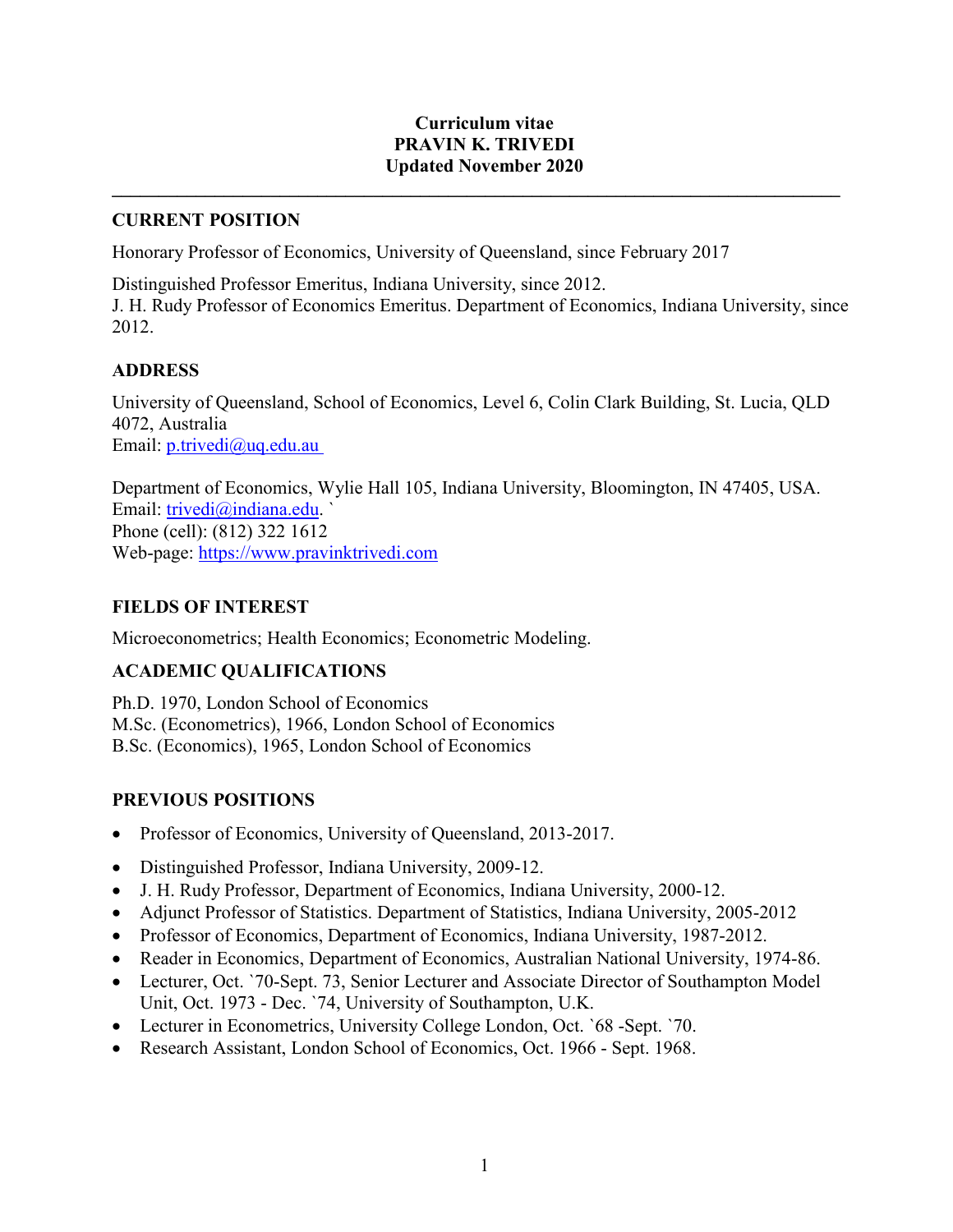**Curriculum vitae**
**PRAVIN K. TRIVEDI**
**Updated November 2020**

---

## CURRENT POSITION

Honorary Professor of Economics, University of Queensland, since February 2017

Distinguished Professor Emeritus, Indiana University, since 2012.
J. H. Rudy Professor of Economics Emeritus. Department of Economics, Indiana University, since 2012.

## ADDRESS

University of Queensland, School of Economics, Level 6, Colin Clark Building, St. Lucia, QLD 4072, Australia
Email: [p.trivedi@uq.edu.au](mailto:p.trivedi@uq.edu.au)

Department of Economics, Wylie Hall 105, Indiana University, Bloomington, IN 47405, USA.
Email: [trivedi@indiana.edu](mailto:trivedi@indiana.edu). `
Phone (cell): (812) 322 1612
Web-page: [https://www.pravinktrivedi.com](https://www.pravinktrivedi.com)

## FIELDS OF INTEREST

Microeconometrics; Health Economics; Econometric Modeling.

## ACADEMIC QUALIFICATIONS

Ph.D. 1970, London School of Economics
M.Sc. (Econometrics), 1966, London School of Economics
B.Sc. (Economics), 1965, London School of Economics

## PREVIOUS POSITIONS

- Professor of Economics, University of Queensland, 2013-2017.
- Distinguished Professor, Indiana University, 2009-12.
- J. H. Rudy Professor, Department of Economics, Indiana University, 2000-12.
- Adjunct Professor of Statistics. Department of Statistics, Indiana University, 2005-2012
- Professor of Economics, Department of Economics, Indiana University, 1987-2012.
- Reader in Economics, Department of Economics, Australian National University, 1974-86.
- Lecturer, Oct. `70-Sept. 73, Senior Lecturer and Associate Director of Southampton Model Unit, Oct. 1973 - Dec. `74, University of Southampton, U.K.
- Lecturer in Econometrics, University College London, Oct. `68 -Sept. `70.
- Research Assistant, London School of Economics, Oct. 1966 - Sept. 1968.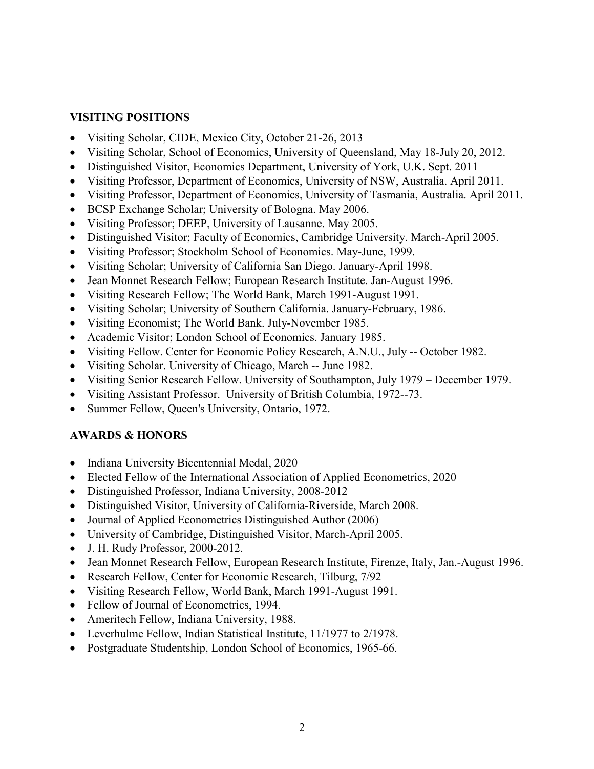## VISITING POSITIONS

- Visiting Scholar, CIDE, Mexico City, October 21-26, 2013
- Visiting Scholar, School of Economics, University of Queensland, May 18-July 20, 2012.
- Distinguished Visitor, Economics Department, University of York, U.K. Sept. 2011
- Visiting Professor, Department of Economics, University of NSW, Australia. April 2011.
- Visiting Professor, Department of Economics, University of Tasmania, Australia. April 2011.
- BCSP Exchange Scholar; University of Bologna. May 2006.
- Visiting Professor; DEEP, University of Lausanne. May 2005.
- Distinguished Visitor; Faculty of Economics, Cambridge University. March-April 2005.
- Visiting Professor; Stockholm School of Economics. May-June, 1999.
- Visiting Scholar; University of California San Diego. January-April 1998.
- Jean Monnet Research Fellow; European Research Institute. Jan-August 1996.
- Visiting Research Fellow; The World Bank, March 1991-August 1991.
- Visiting Scholar; University of Southern California. January-February, 1986.
- Visiting Economist; The World Bank. July-November 1985.
- Academic Visitor; London School of Economics. January 1985.
- Visiting Fellow. Center for Economic Policy Research, A.N.U., July -- October 1982.
- Visiting Scholar. University of Chicago, March -- June 1982.
- Visiting Senior Research Fellow. University of Southampton, July 1979 – December 1979.
- Visiting Assistant Professor. University of British Columbia, 1972--73.
- Summer Fellow, Queen's University, Ontario, 1972.

## AWARDS & HONORS

- Indiana University Bicentennial Medal, 2020
- Elected Fellow of the International Association of Applied Econometrics, 2020
- Distinguished Professor, Indiana University, 2008-2012
- Distinguished Visitor, University of California-Riverside, March 2008.
- Journal of Applied Econometrics Distinguished Author (2006)
- University of Cambridge, Distinguished Visitor, March-April 2005.
- J. H. Rudy Professor, 2000-2012.
- Jean Monnet Research Fellow, European Research Institute, Firenze, Italy, Jan.-August 1996.
- Research Fellow, Center for Economic Research, Tilburg, 7/92
- Visiting Research Fellow, World Bank, March 1991-August 1991.
- Fellow of Journal of Econometrics, 1994.
- Ameritech Fellow, Indiana University, 1988.
- Leverhulme Fellow, Indian Statistical Institute, 11/1977 to 2/1978.
- Postgraduate Studentship, London School of Economics, 1965-66.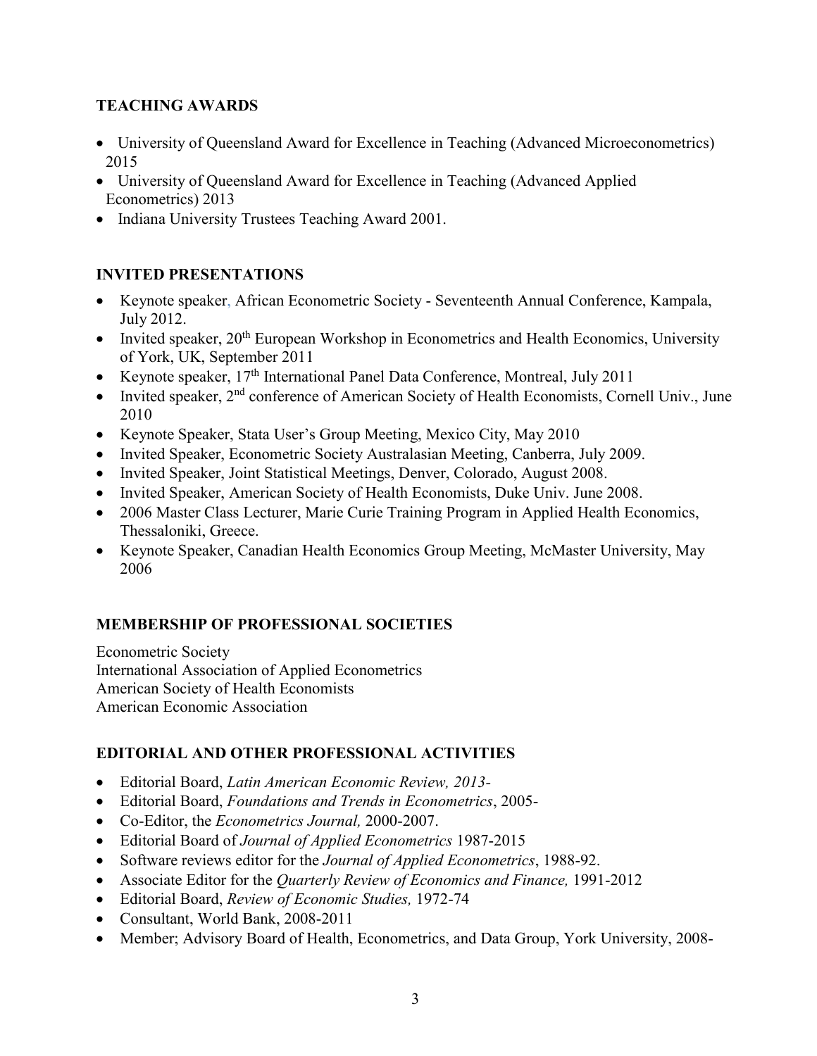## TEACHING AWARDS

- University of Queensland Award for Excellence in Teaching (Advanced Microeconometrics) 2015
- University of Queensland Award for Excellence in Teaching (Advanced Applied Econometrics) 2013
- Indiana University Trustees Teaching Award 2001.

## INVITED PRESENTATIONS

- Keynote speaker, African Econometric Society - Seventeenth Annual Conference, Kampala, July 2012.
- Invited speaker, 20th European Workshop in Econometrics and Health Economics, University of York, UK, September 2011
- Keynote speaker, 17th International Panel Data Conference, Montreal, July 2011
- Invited speaker, 2nd conference of American Society of Health Economists, Cornell Univ., June 2010
- Keynote Speaker, Stata User's Group Meeting, Mexico City, May 2010
- Invited Speaker, Econometric Society Australasian Meeting, Canberra, July 2009.
- Invited Speaker, Joint Statistical Meetings, Denver, Colorado, August 2008.
- Invited Speaker, American Society of Health Economists, Duke Univ. June 2008.
- 2006 Master Class Lecturer, Marie Curie Training Program in Applied Health Economics, Thessaloniki, Greece.
- Keynote Speaker, Canadian Health Economics Group Meeting, McMaster University, May 2006

## MEMBERSHIP OF PROFESSIONAL SOCIETIES

Econometric Society
International Association of Applied Econometrics
American Society of Health Economists
American Economic Association

## EDITORIAL AND OTHER PROFESSIONAL ACTIVITIES

- Editorial Board, *Latin American Economic Review, 2013-*
- Editorial Board, *Foundations and Trends in Econometrics*, 2005-
- Co-Editor, the *Econometrics Journal,* 2000-2007.
- Editorial Board of *Journal of Applied Econometrics* 1987-2015
- Software reviews editor for the *Journal of Applied Econometrics*, 1988-92.
- Associate Editor for the *Quarterly Review of Economics and Finance,* 1991-2012
- Editorial Board, *Review of Economic Studies,* 1972-74
- Consultant, World Bank, 2008-2011
- Member; Advisory Board of Health, Econometrics, and Data Group, York University, 2008-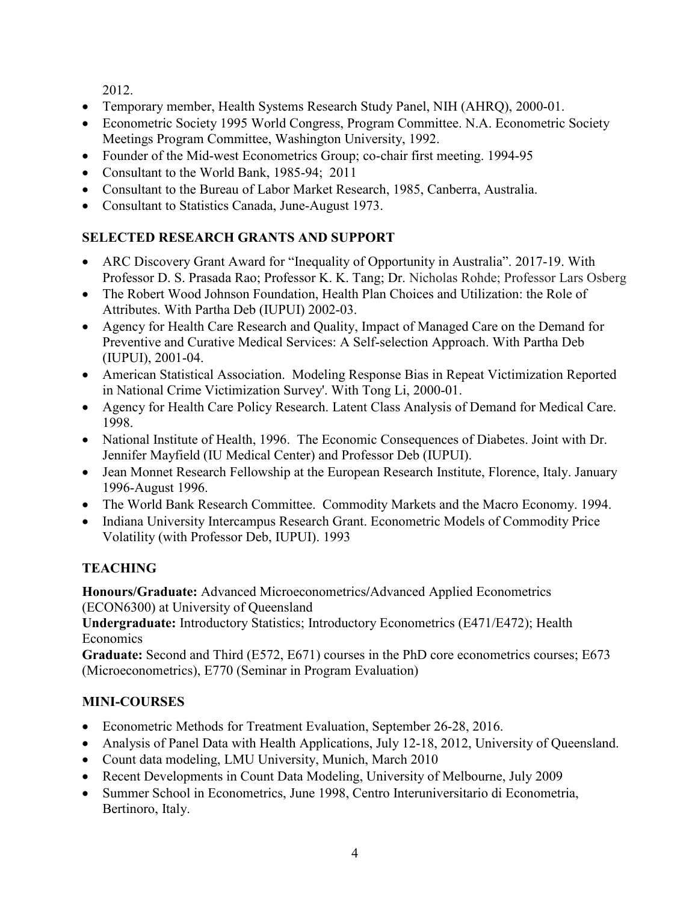2012.

- Temporary member, Health Systems Research Study Panel, NIH (AHRQ), 2000-01.
- Econometric Society 1995 World Congress, Program Committee. N.A. Econometric Society Meetings Program Committee, Washington University, 1992.
- Founder of the Mid-west Econometrics Group; co-chair first meeting. 1994-95
- Consultant to the World Bank, 1985-94; 2011
- Consultant to the Bureau of Labor Market Research, 1985, Canberra, Australia.
- Consultant to Statistics Canada, June-August 1973.

## SELECTED RESEARCH GRANTS AND SUPPORT

- ARC Discovery Grant Award for "Inequality of Opportunity in Australia". 2017-19. With Professor D. S. Prasada Rao; Professor K. K. Tang; Dr. Nicholas Rohde; Professor Lars Osberg
- The Robert Wood Johnson Foundation, Health Plan Choices and Utilization: the Role of Attributes. With Partha Deb (IUPUI) 2002-03.
- Agency for Health Care Research and Quality, Impact of Managed Care on the Demand for Preventive and Curative Medical Services: A Self-selection Approach. With Partha Deb (IUPUI), 2001-04.
- American Statistical Association. Modeling Response Bias in Repeat Victimization Reported in National Crime Victimization Survey'. With Tong Li, 2000-01.
- Agency for Health Care Policy Research. Latent Class Analysis of Demand for Medical Care. 1998.
- National Institute of Health, 1996. The Economic Consequences of Diabetes. Joint with Dr. Jennifer Mayfield (IU Medical Center) and Professor Deb (IUPUI).
- Jean Monnet Research Fellowship at the European Research Institute, Florence, Italy. January 1996-August 1996.
- The World Bank Research Committee. Commodity Markets and the Macro Economy. 1994.
- Indiana University Intercampus Research Grant. Econometric Models of Commodity Price Volatility (with Professor Deb, IUPUI). 1993

## TEACHING

**Honours/Graduate:** Advanced Microeconometrics/Advanced Applied Econometrics (ECON6300) at University of Queensland

**Undergraduate:** Introductory Statistics; Introductory Econometrics (E471/E472); Health Economics

**Graduate:** Second and Third (E572, E671) courses in the PhD core econometrics courses; E673 (Microeconometrics), E770 (Seminar in Program Evaluation)

## MINI-COURSES

- Econometric Methods for Treatment Evaluation, September 26-28, 2016.
- Analysis of Panel Data with Health Applications, July 12-18, 2012, University of Queensland.
- Count data modeling, LMU University, Munich, March 2010
- Recent Developments in Count Data Modeling, University of Melbourne, July 2009
- Summer School in Econometrics, June 1998, Centro Interuniversitario di Econometria, Bertinoro, Italy.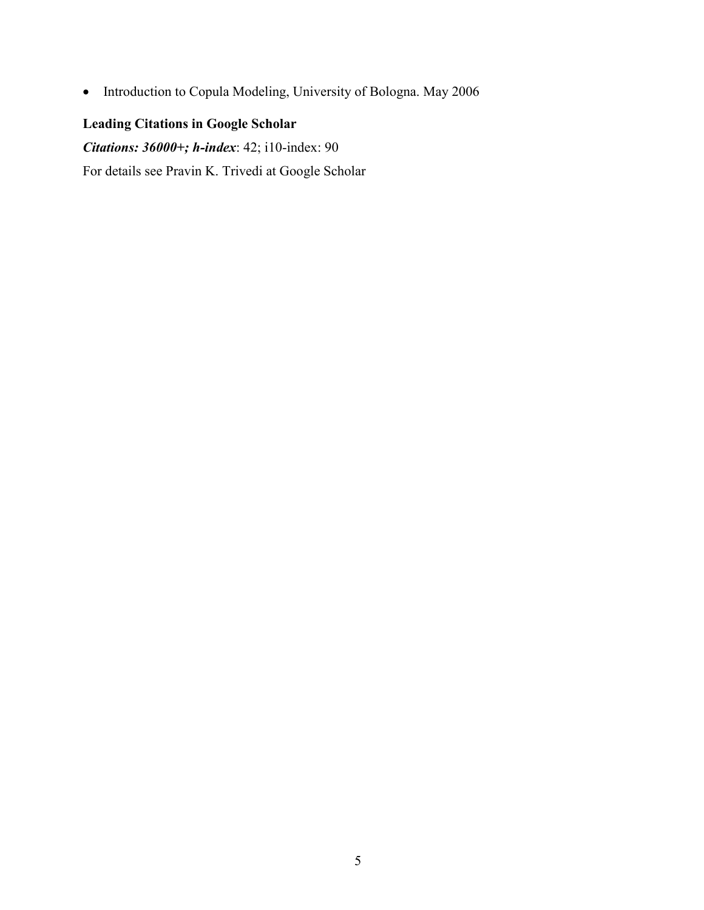- Introduction to Copula Modeling, University of Bologna. May 2006

**Leading Citations in Google Scholar**

***Citations: 36000+; h-index***: 42; i10-index: 90

For details see Pravin K. Trivedi at Google Scholar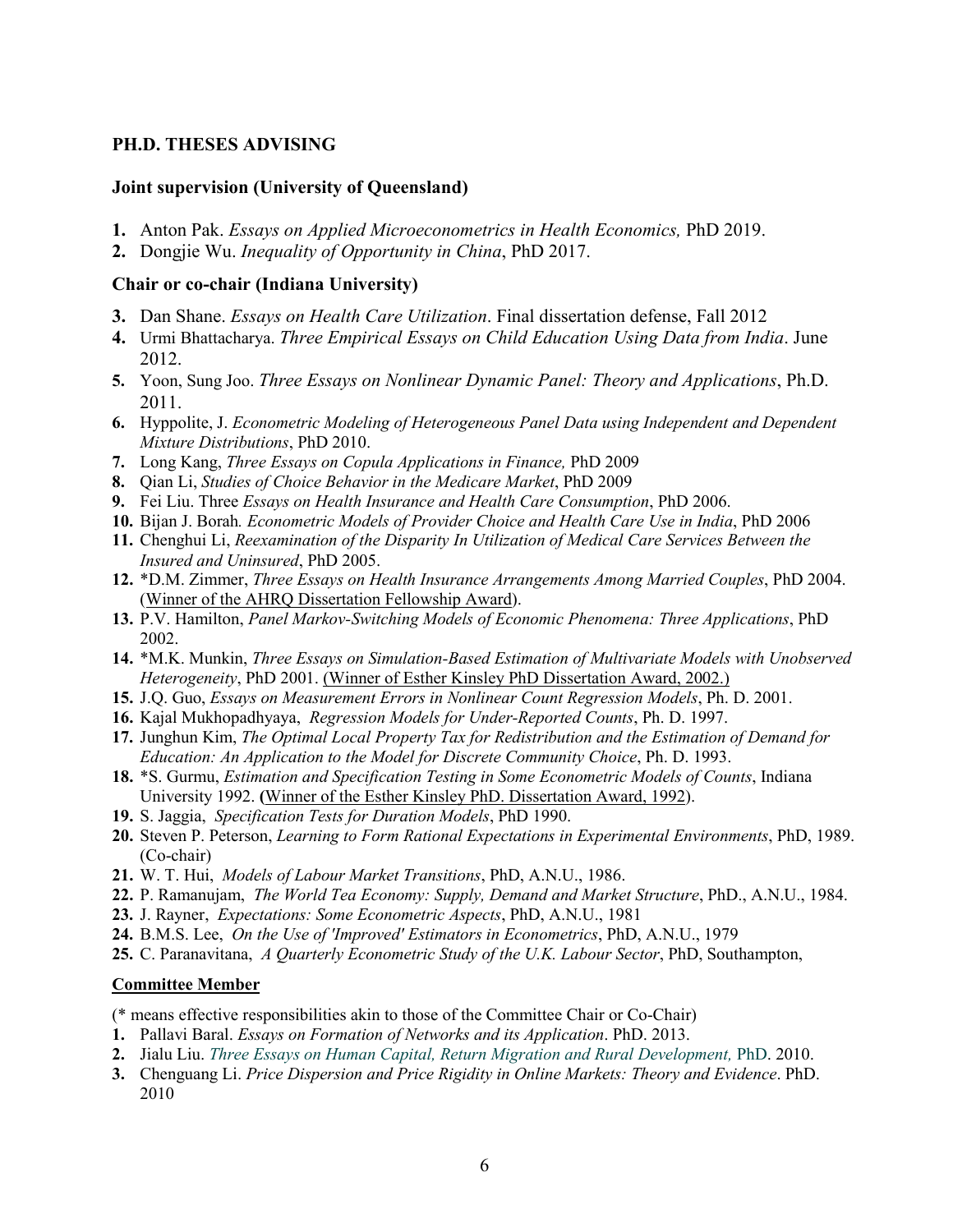## PH.D. THESES ADVISING

### Joint supervision (University of Queensland)

1. Anton Pak. *Essays on Applied Microeconometrics in Health Economics,* PhD 2019.
2. Dongjie Wu. *Inequality of Opportunity in China*, PhD 2017.

### Chair or co-chair (Indiana University)

3. Dan Shane. *Essays on Health Care Utilization*. Final dissertation defense, Fall 2012
4. Urmi Bhattacharya. *Three Empirical Essays on Child Education Using Data from India*. June 2012.
5. Yoon, Sung Joo. *Three Essays on Nonlinear Dynamic Panel: Theory and Applications*, Ph.D. 2011.
6. Hyppolite, J. *Econometric Modeling of Heterogeneous Panel Data using Independent and Dependent Mixture Distributions*, PhD 2010.
7. Long Kang, *Three Essays on Copula Applications in Finance,* PhD 2009
8. Qian Li, *Studies of Choice Behavior in the Medicare Market*, PhD 2009
9. Fei Liu. Three *Essays on Health Insurance and Health Care Consumption*, PhD 2006.
10. Bijan J. Borah*. Econometric Models of Provider Choice and Health Care Use in India*, PhD 2006
11. Chenghui Li, *Reexamination of the Disparity In Utilization of Medical Care Services Between the Insured and Uninsured*, PhD 2005.
12. *D.M. Zimmer, *Three Essays on Health Insurance Arrangements Among Married Couples*, PhD 2004. (Winner of the AHRQ Dissertation Fellowship Award).
13. P.V. Hamilton, *Panel Markov-Switching Models of Economic Phenomena: Three Applications*, PhD 2002.
14. *M.K. Munkin, *Three Essays on Simulation-Based Estimation of Multivariate Models with Unobserved Heterogeneity*, PhD 2001. (Winner of Esther Kinsley PhD Dissertation Award, 2002.)
15. J.Q. Guo, *Essays on Measurement Errors in Nonlinear Count Regression Models*, Ph. D. 2001.
16. Kajal Mukhopadhyaya, *Regression Models for Under-Reported Counts*, Ph. D. 1997.
17. Junghun Kim, *The Optimal Local Property Tax for Redistribution and the Estimation of Demand for Education: An Application to the Model for Discrete Community Choice*, Ph. D. 1993.
18. *S. Gurmu, *Estimation and Specification Testing in Some Econometric Models of Counts*, Indiana University 1992. **(**Winner of the Esther Kinsley PhD. Dissertation Award, 1992).
19. S. Jaggia, *Specification Tests for Duration Models*, PhD 1990.
20. Steven P. Peterson, *Learning to Form Rational Expectations in Experimental Environments*, PhD, 1989. (Co-chair)
21. W. T. Hui, *Models of Labour Market Transitions*, PhD, A.N.U., 1986.
22. P. Ramanujam, *The World Tea Economy: Supply, Demand and Market Structure*, PhD., A.N.U., 1984.
23. J. Rayner, *Expectations: Some Econometric Aspects*, PhD, A.N.U., 1981
24. B.M.S. Lee, *On the Use of 'Improved' Estimators in Econometrics*, PhD, A.N.U., 1979
25. C. Paranavitana, *A Quarterly Econometric Study of the U.K. Labour Sector*, PhD, Southampton,

### Committee Member

(* means effective responsibilities akin to those of the Committee Chair or Co-Chair)

1. Pallavi Baral. *Essays on Formation of Networks and its Application*. PhD. 2013.
2. Jialu Liu. *Three Essays on Human Capital, Return Migration and Rural Development,* PhD. 2010.
3. Chenguang Li. *Price Dispersion and Price Rigidity in Online Markets: Theory and Evidence*. PhD. 2010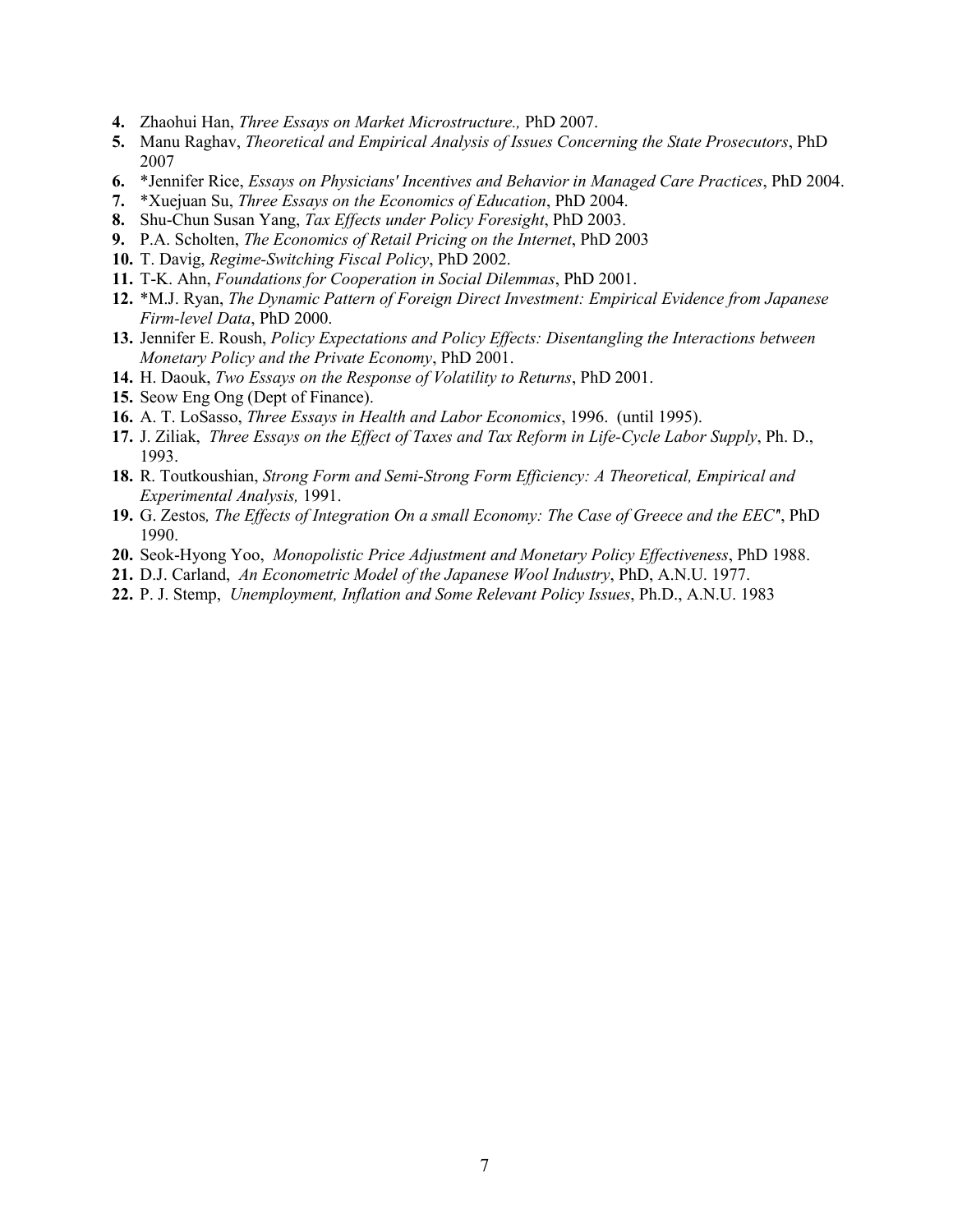4. Zhaohui Han, *Three Essays on Market Microstructure.,* PhD 2007.
5. Manu Raghav, *Theoretical and Empirical Analysis of Issues Concerning the State Prosecutors*, PhD 2007
6. *Jennifer Rice, *Essays on Physicians' Incentives and Behavior in Managed Care Practices*, PhD 2004.
7. *Xuejuan Su, *Three Essays on the Economics of Education*, PhD 2004.
8. Shu-Chun Susan Yang, *Tax Effects under Policy Foresight*, PhD 2003.
9. P.A. Scholten, *The Economics of Retail Pricing on the Internet*, PhD 2003
10. T. Davig, *Regime-Switching Fiscal Policy*, PhD 2002.
11. T-K. Ahn, *Foundations for Cooperation in Social Dilemmas*, PhD 2001.
12. *M.J. Ryan, *The Dynamic Pattern of Foreign Direct Investment: Empirical Evidence from Japanese Firm-level Data*, PhD 2000.
13. Jennifer E. Roush, *Policy Expectations and Policy Effects: Disentangling the Interactions between Monetary Policy and the Private Economy*, PhD 2001.
14. H. Daouk, *Two Essays on the Response of Volatility to Returns*, PhD 2001.
15. Seow Eng Ong (Dept of Finance).
16. A. T. LoSasso, *Three Essays in Health and Labor Economics*, 1996. (until 1995).
17. J. Ziliak, *Three Essays on the Effect of Taxes and Tax Reform in Life-Cycle Labor Supply*, Ph. D., 1993.
18. R. Toutkoushian, *Strong Form and Semi-Strong Form Efficiency: A Theoretical, Empirical and Experimental Analysis,* 1991.
19. G. Zestos*, The Effects of Integration On a small Economy: The Case of Greece and the EEC"*, PhD 1990.
20. Seok-Hyong Yoo, *Monopolistic Price Adjustment and Monetary Policy Effectiveness*, PhD 1988.
21. D.J. Carland, *An Econometric Model of the Japanese Wool Industry*, PhD, A.N.U. 1977.
22. P. J. Stemp, *Unemployment, Inflation and Some Relevant Policy Issues*, Ph.D., A.N.U. 1983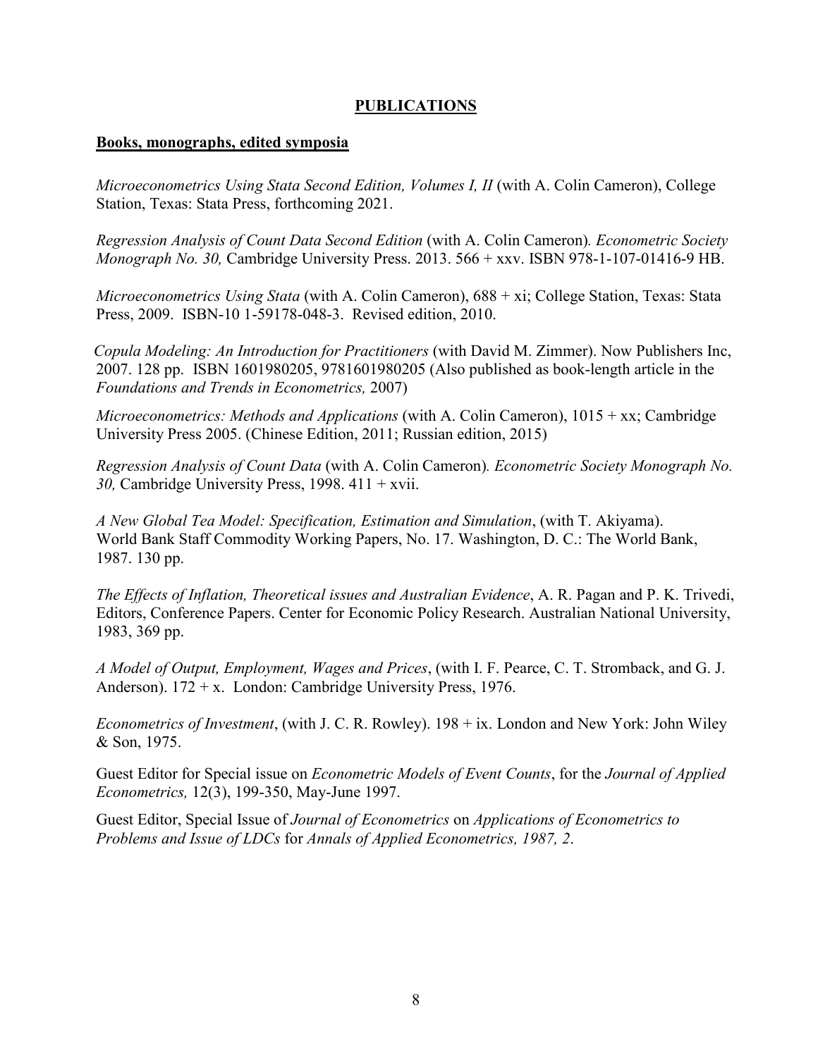# PUBLICATIONS

## Books, monographs, edited symposia

*Microeconometrics Using Stata Second Edition, Volumes I, II* (with A. Colin Cameron), College Station, Texas: Stata Press, forthcoming 2021.

*Regression Analysis of Count Data Second Edition* (with A. Colin Cameron). *Econometric Society Monograph No. 30,* Cambridge University Press. 2013. 566 + xxv. ISBN 978-1-107-01416-9 HB.

*Microeconometrics Using Stata* (with A. Colin Cameron), 688 + xi; College Station, Texas: Stata Press, 2009. ISBN-10 1-59178-048-3. Revised edition, 2010.

*Copula Modeling: An Introduction for Practitioners* (with David M. Zimmer). Now Publishers Inc, 2007. 128 pp. ISBN 1601980205, 9781601980205 (Also published as book-length article in the *Foundations and Trends in Econometrics,* 2007)

*Microeconometrics: Methods and Applications* (with A. Colin Cameron), 1015 + xx; Cambridge University Press 2005. (Chinese Edition, 2011; Russian edition, 2015)

*Regression Analysis of Count Data* (with A. Colin Cameron). *Econometric Society Monograph No. 30,* Cambridge University Press, 1998. 411 + xvii.

*A New Global Tea Model: Specification, Estimation and Simulation*, (with T. Akiyama). World Bank Staff Commodity Working Papers, No. 17. Washington, D. C.: The World Bank, 1987. 130 pp.

*The Effects of Inflation, Theoretical issues and Australian Evidence*, A. R. Pagan and P. K. Trivedi, Editors, Conference Papers. Center for Economic Policy Research. Australian National University, 1983, 369 pp.

*A Model of Output, Employment, Wages and Prices*, (with I. F. Pearce, C. T. Stromback, and G. J. Anderson). 172 + x. London: Cambridge University Press, 1976.

*Econometrics of Investment*, (with J. C. R. Rowley). 198 + ix. London and New York: John Wiley & Son, 1975.

Guest Editor for Special issue on *Econometric Models of Event Counts*, for the *Journal of Applied Econometrics,* 12(3), 199-350, May-June 1997.

Guest Editor, Special Issue of *Journal of Econometrics* on *Applications of Econometrics to Problems and Issue of LDCs* for *Annals of Applied Econometrics, 1987, 2*.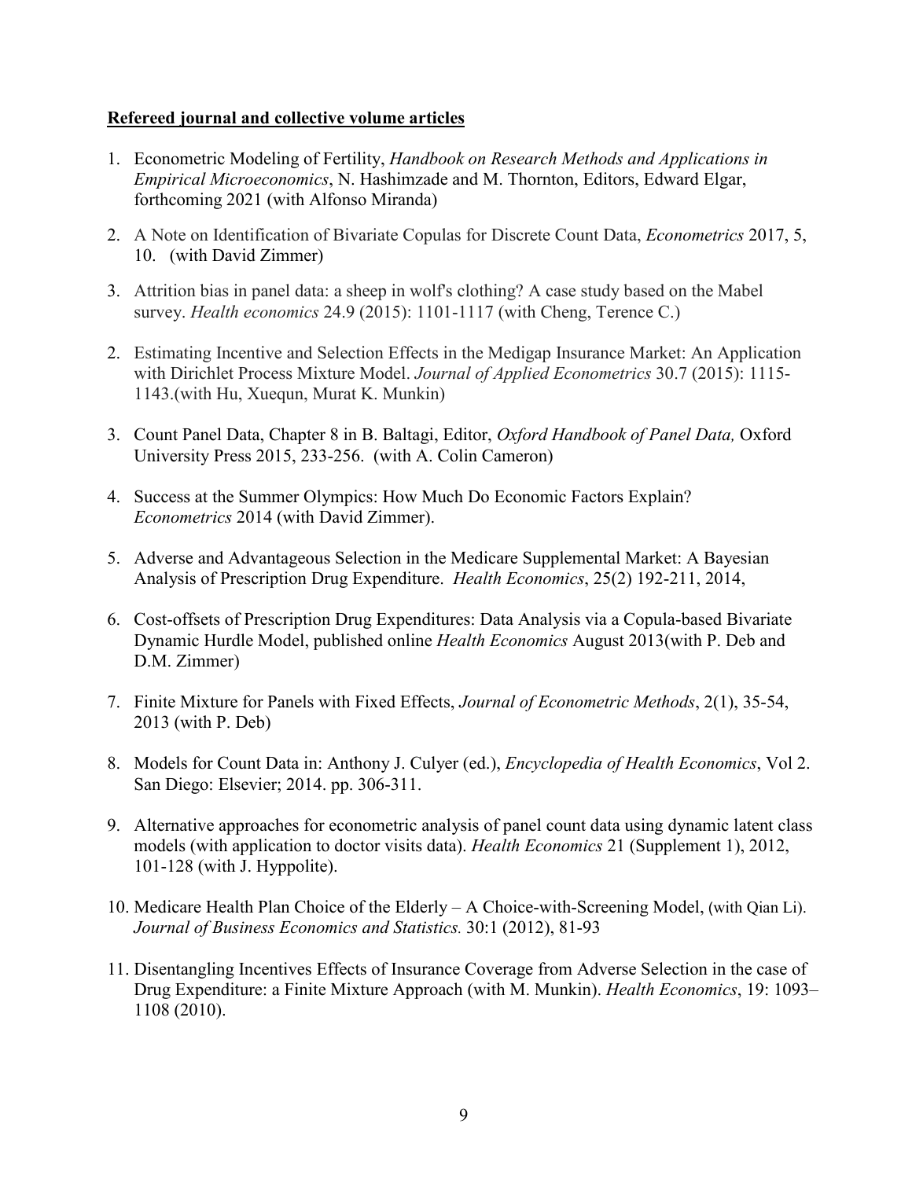**Refereed journal and collective volume articles**

1. Econometric Modeling of Fertility, *Handbook on Research Methods and Applications in Empirical Microeconomics*, N. Hashimzade and M. Thornton, Editors, Edward Elgar, forthcoming 2021 (with Alfonso Miranda)

2. A Note on Identification of Bivariate Copulas for Discrete Count Data, *Econometrics* 2017, 5, 10. (with David Zimmer)

3. Attrition bias in panel data: a sheep in wolf's clothing? A case study based on the Mabel survey. *Health economics* 24.9 (2015): 1101-1117 (with Cheng, Terence C.)

2. Estimating Incentive and Selection Effects in the Medigap Insurance Market: An Application with Dirichlet Process Mixture Model. *Journal of Applied Econometrics* 30.7 (2015): 1115-1143.(with Hu, Xuequn, Murat K. Munkin)

3. Count Panel Data, Chapter 8 in B. Baltagi, Editor, *Oxford Handbook of Panel Data,* Oxford University Press 2015, 233-256. (with A. Colin Cameron)

4. Success at the Summer Olympics: How Much Do Economic Factors Explain? *Econometrics* 2014 (with David Zimmer).

5. Adverse and Advantageous Selection in the Medicare Supplemental Market: A Bayesian Analysis of Prescription Drug Expenditure. *Health Economics*, 25(2) 192-211, 2014,

6. Cost-offsets of Prescription Drug Expenditures: Data Analysis via a Copula-based Bivariate Dynamic Hurdle Model, published online *Health Economics* August 2013(with P. Deb and D.M. Zimmer)

7. Finite Mixture for Panels with Fixed Effects, *Journal of Econometric Methods*, 2(1), 35-54, 2013 (with P. Deb)

8. Models for Count Data in: Anthony J. Culyer (ed.), *Encyclopedia of Health Economics*, Vol 2. San Diego: Elsevier; 2014. pp. 306-311.

9. Alternative approaches for econometric analysis of panel count data using dynamic latent class models (with application to doctor visits data). *Health Economics* 21 (Supplement 1), 2012, 101-128 (with J. Hyppolite).

10. Medicare Health Plan Choice of the Elderly – A Choice-with-Screening Model, (with Qian Li). *Journal of Business Economics and Statistics.* 30:1 (2012), 81-93

11. Disentangling Incentives Effects of Insurance Coverage from Adverse Selection in the case of Drug Expenditure: a Finite Mixture Approach (with M. Munkin). *Health Economics*, 19: 1093–1108 (2010).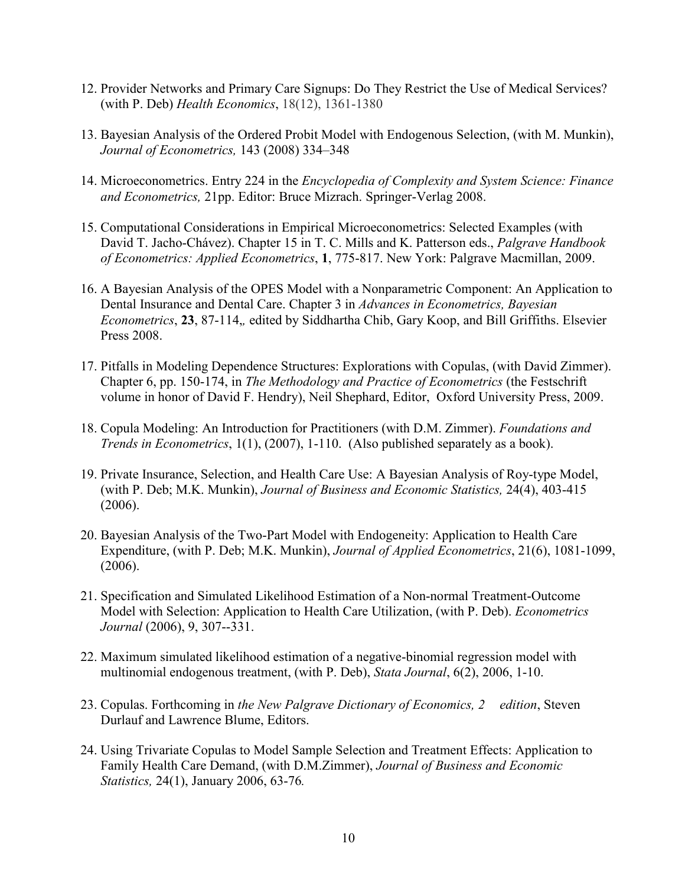12. Provider Networks and Primary Care Signups: Do They Restrict the Use of Medical Services? (with P. Deb) *Health Economics*, 18(12), 1361-1380

13. Bayesian Analysis of the Ordered Probit Model with Endogenous Selection, (with M. Munkin), *Journal of Econometrics,* 143 (2008) 334–348

14. Microeconometrics. Entry 224 in the *Encyclopedia of Complexity and System Science: Finance and Econometrics,* 21pp. Editor: Bruce Mizrach. Springer-Verlag 2008.

15. Computational Considerations in Empirical Microeconometrics: Selected Examples (with David T. Jacho-Chávez). Chapter 15 in T. C. Mills and K. Patterson eds., *Palgrave Handbook of Econometrics: Applied Econometrics*, **1**, 775-817. New York: Palgrave Macmillan, 2009.

16. A Bayesian Analysis of the OPES Model with a Nonparametric Component: An Application to Dental Insurance and Dental Care. Chapter 3 in *Advances in Econometrics, Bayesian Econometrics*, **23**, 87-114,, edited by Siddhartha Chib, Gary Koop, and Bill Griffiths. Elsevier Press 2008.

17. Pitfalls in Modeling Dependence Structures: Explorations with Copulas, (with David Zimmer). Chapter 6, pp. 150-174, in *The Methodology and Practice of Econometrics* (the Festschrift volume in honor of David F. Hendry), Neil Shephard, Editor, Oxford University Press, 2009.

18. Copula Modeling: An Introduction for Practitioners (with D.M. Zimmer). *Foundations and Trends in Econometrics*, 1(1), (2007), 1-110. (Also published separately as a book).

19. Private Insurance, Selection, and Health Care Use: A Bayesian Analysis of Roy-type Model, (with P. Deb; M.K. Munkin), *Journal of Business and Economic Statistics,* 24(4), 403-415 (2006).

20. Bayesian Analysis of the Two-Part Model with Endogeneity: Application to Health Care Expenditure, (with P. Deb; M.K. Munkin), *Journal of Applied Econometrics*, 21(6), 1081-1099, (2006).

21. Specification and Simulated Likelihood Estimation of a Non-normal Treatment-Outcome Model with Selection: Application to Health Care Utilization, (with P. Deb). *Econometrics Journal* (2006), 9, 307--331.

22. Maximum simulated likelihood estimation of a negative-binomial regression model with multinomial endogenous treatment, (with P. Deb), *Stata Journal*, 6(2), 2006, 1-10.

23. Copulas. Forthcoming in *the New Palgrave Dictionary of Economics, 2 edition*, Steven Durlauf and Lawrence Blume, Editors.

24. Using Trivariate Copulas to Model Sample Selection and Treatment Effects: Application to Family Health Care Demand, (with D.M.Zimmer), *Journal of Business and Economic Statistics,* 24(1), January 2006, 63-76*.*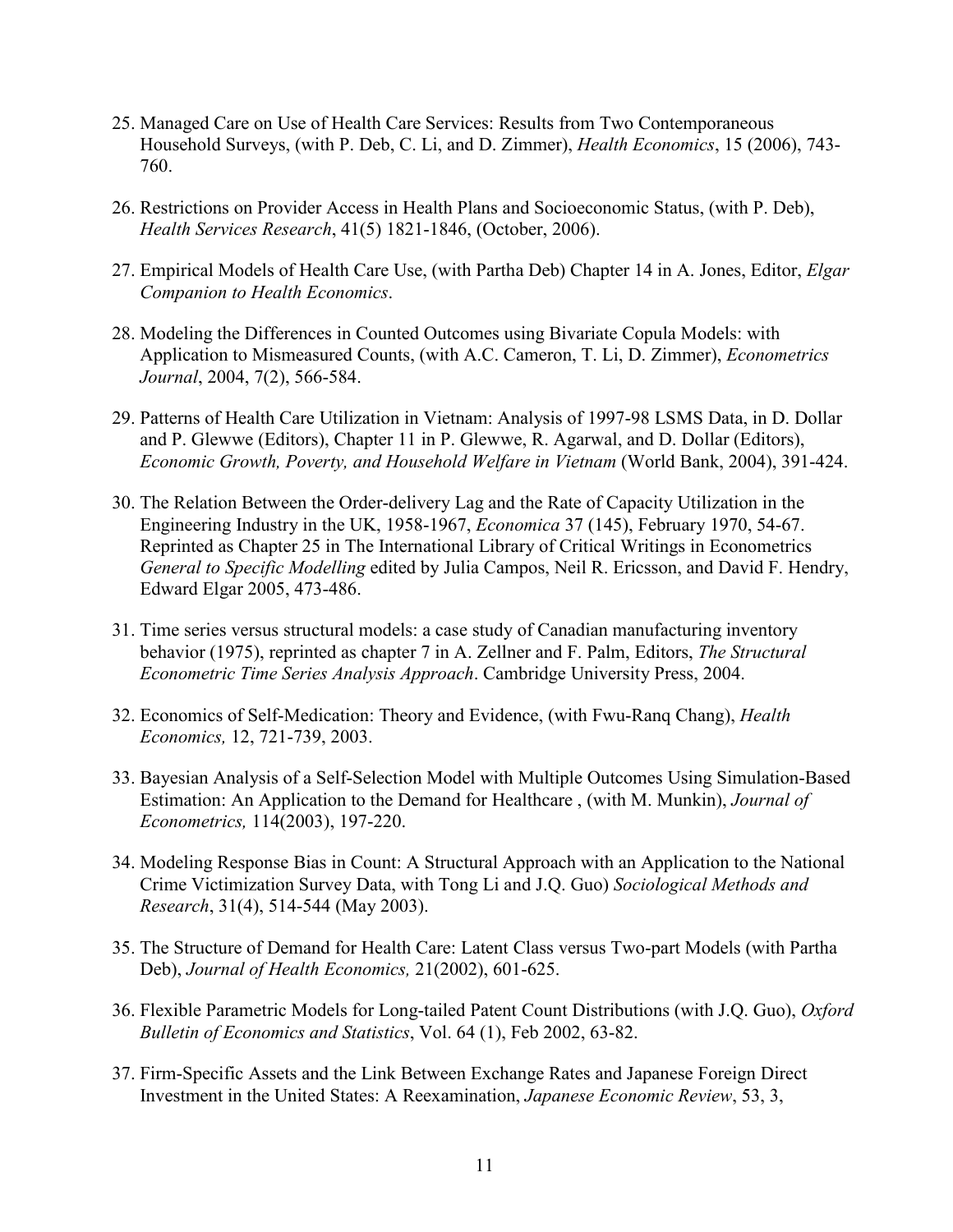25. Managed Care on Use of Health Care Services: Results from Two Contemporaneous Household Surveys, (with P. Deb, C. Li, and D. Zimmer), *Health Economics*, 15 (2006), 743-760.

26. Restrictions on Provider Access in Health Plans and Socioeconomic Status, (with P. Deb), *Health Services Research*, 41(5) 1821-1846, (October, 2006).

27. Empirical Models of Health Care Use, (with Partha Deb) Chapter 14 in A. Jones, Editor, *Elgar Companion to Health Economics*.

28. Modeling the Differences in Counted Outcomes using Bivariate Copula Models: with Application to Mismeasured Counts, (with A.C. Cameron, T. Li, D. Zimmer), *Econometrics Journal*, 2004, 7(2), 566-584.

29. Patterns of Health Care Utilization in Vietnam: Analysis of 1997-98 LSMS Data, in D. Dollar and P. Glewwe (Editors), Chapter 11 in P. Glewwe, R. Agarwal, and D. Dollar (Editors), *Economic Growth, Poverty, and Household Welfare in Vietnam* (World Bank, 2004), 391-424.

30. The Relation Between the Order-delivery Lag and the Rate of Capacity Utilization in the Engineering Industry in the UK, 1958-1967, *Economica* 37 (145), February 1970, 54-67. Reprinted as Chapter 25 in The International Library of Critical Writings in Econometrics *General to Specific Modelling* edited by Julia Campos, Neil R. Ericsson, and David F. Hendry, Edward Elgar 2005, 473-486.

31. Time series versus structural models: a case study of Canadian manufacturing inventory behavior (1975), reprinted as chapter 7 in A. Zellner and F. Palm, Editors, *The Structural Econometric Time Series Analysis Approach*. Cambridge University Press, 2004.

32. Economics of Self-Medication: Theory and Evidence, (with Fwu-Ranq Chang), *Health Economics,* 12, 721-739, 2003.

33. Bayesian Analysis of a Self-Selection Model with Multiple Outcomes Using Simulation-Based Estimation: An Application to the Demand for Healthcare , (with M. Munkin), *Journal of Econometrics,* 114(2003), 197-220.

34. Modeling Response Bias in Count: A Structural Approach with an Application to the National Crime Victimization Survey Data, with Tong Li and J.Q. Guo) *Sociological Methods and Research*, 31(4), 514-544 (May 2003).

35. The Structure of Demand for Health Care: Latent Class versus Two-part Models (with Partha Deb), *Journal of Health Economics,* 21(2002), 601-625.

36. Flexible Parametric Models for Long-tailed Patent Count Distributions (with J.Q. Guo), *Oxford Bulletin of Economics and Statistics*, Vol. 64 (1), Feb 2002, 63-82.

37. Firm-Specific Assets and the Link Between Exchange Rates and Japanese Foreign Direct Investment in the United States: A Reexamination, *Japanese Economic Review*, 53, 3,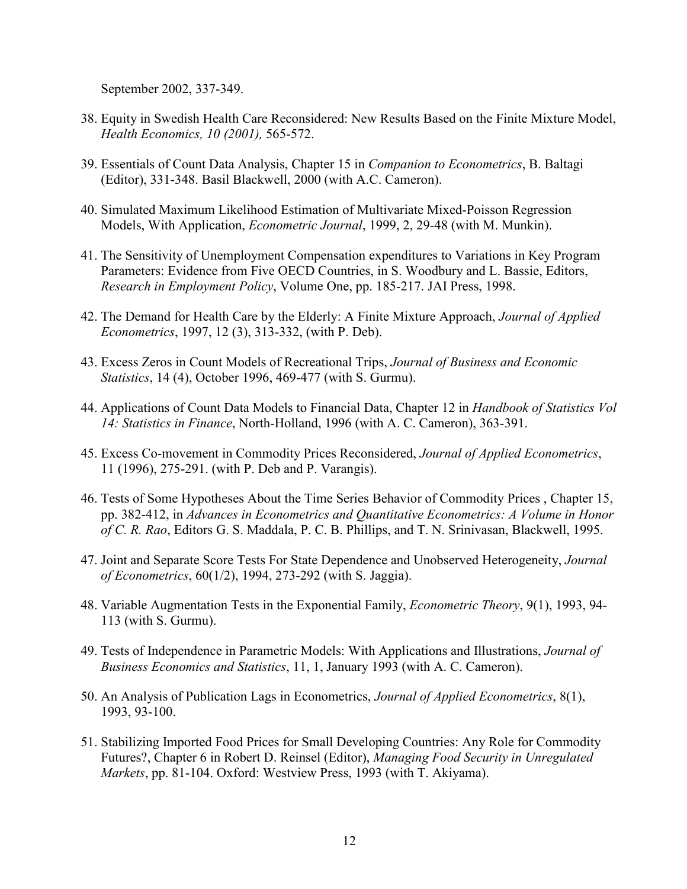September 2002, 337-349.

38. Equity in Swedish Health Care Reconsidered: New Results Based on the Finite Mixture Model, *Health Economics, 10 (2001),* 565-572.

39. Essentials of Count Data Analysis, Chapter 15 in *Companion to Econometrics*, B. Baltagi (Editor), 331-348. Basil Blackwell, 2000 (with A.C. Cameron).

40. Simulated Maximum Likelihood Estimation of Multivariate Mixed-Poisson Regression Models, With Application, *Econometric Journal*, 1999, 2, 29-48 (with M. Munkin).

41. The Sensitivity of Unemployment Compensation expenditures to Variations in Key Program Parameters: Evidence from Five OECD Countries, in S. Woodbury and L. Bassie, Editors, *Research in Employment Policy*, Volume One, pp. 185-217. JAI Press, 1998.

42. The Demand for Health Care by the Elderly: A Finite Mixture Approach, *Journal of Applied Econometrics*, 1997, 12 (3), 313-332, (with P. Deb).

43. Excess Zeros in Count Models of Recreational Trips, *Journal of Business and Economic Statistics*, 14 (4), October 1996, 469-477 (with S. Gurmu).

44. Applications of Count Data Models to Financial Data, Chapter 12 in *Handbook of Statistics Vol 14: Statistics in Finance*, North-Holland, 1996 (with A. C. Cameron), 363-391.

45. Excess Co-movement in Commodity Prices Reconsidered, *Journal of Applied Econometrics*, 11 (1996), 275-291. (with P. Deb and P. Varangis).

46. Tests of Some Hypotheses About the Time Series Behavior of Commodity Prices , Chapter 15, pp. 382-412, in *Advances in Econometrics and Quantitative Econometrics: A Volume in Honor of C. R. Rao*, Editors G. S. Maddala, P. C. B. Phillips, and T. N. Srinivasan, Blackwell, 1995.

47. Joint and Separate Score Tests For State Dependence and Unobserved Heterogeneity, *Journal of Econometrics*, 60(1/2), 1994, 273-292 (with S. Jaggia).

48. Variable Augmentation Tests in the Exponential Family, *Econometric Theory*, 9(1), 1993, 94-113 (with S. Gurmu).

49. Tests of Independence in Parametric Models: With Applications and Illustrations, *Journal of Business Economics and Statistics*, 11, 1, January 1993 (with A. C. Cameron).

50. An Analysis of Publication Lags in Econometrics, *Journal of Applied Econometrics*, 8(1), 1993, 93-100.

51. Stabilizing Imported Food Prices for Small Developing Countries: Any Role for Commodity Futures?, Chapter 6 in Robert D. Reinsel (Editor), *Managing Food Security in Unregulated Markets*, pp. 81-104. Oxford: Westview Press, 1993 (with T. Akiyama).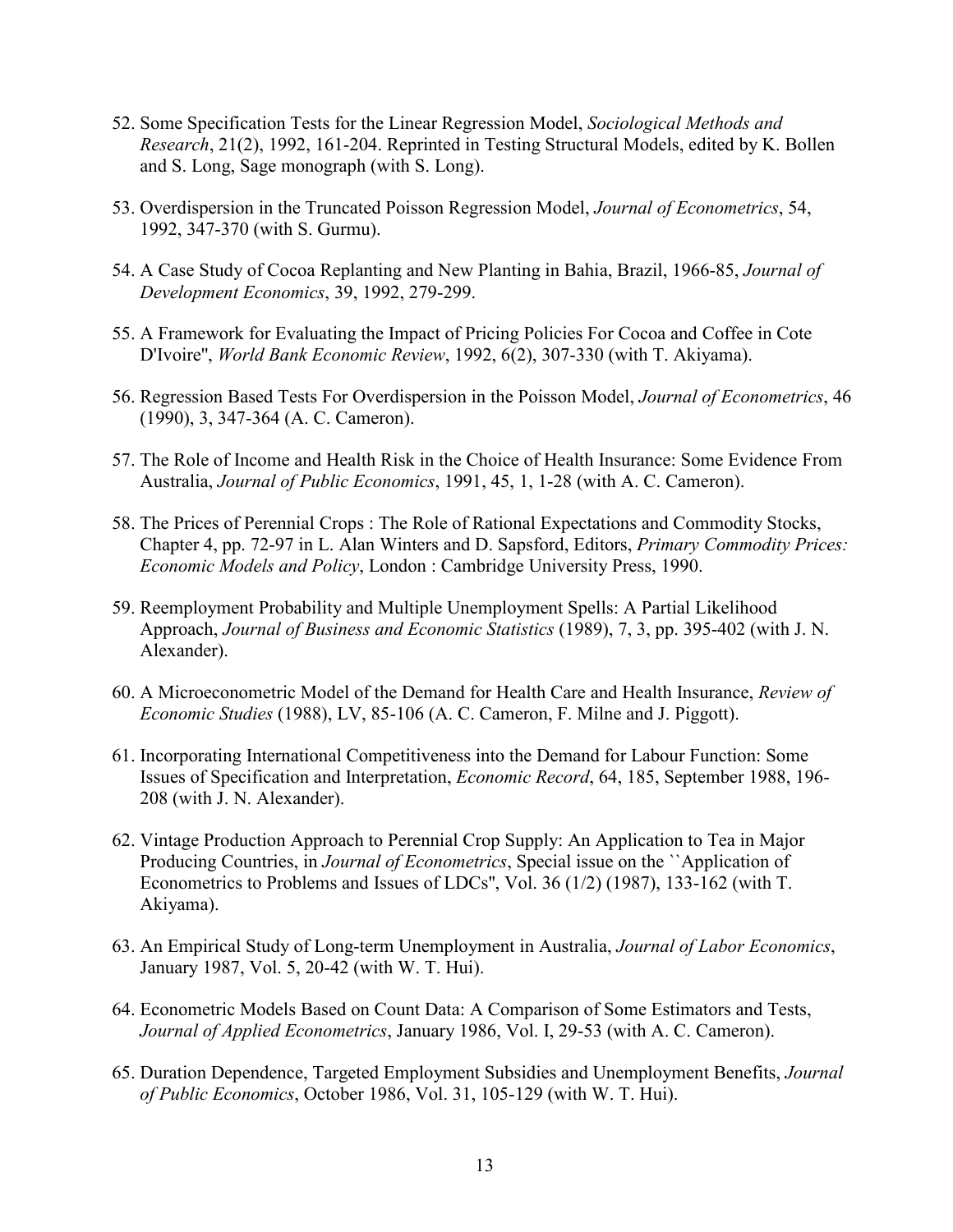52. Some Specification Tests for the Linear Regression Model, *Sociological Methods and Research*, 21(2), 1992, 161-204. Reprinted in Testing Structural Models, edited by K. Bollen and S. Long, Sage monograph (with S. Long).

53. Overdispersion in the Truncated Poisson Regression Model, *Journal of Econometrics*, 54, 1992, 347-370 (with S. Gurmu).

54. A Case Study of Cocoa Replanting and New Planting in Bahia, Brazil, 1966-85, *Journal of Development Economics*, 39, 1992, 279-299.

55. A Framework for Evaluating the Impact of Pricing Policies For Cocoa and Coffee in Cote D'Ivoire'', *World Bank Economic Review*, 1992, 6(2), 307-330 (with T. Akiyama).

56. Regression Based Tests For Overdispersion in the Poisson Model, *Journal of Econometrics*, 46 (1990), 3, 347-364 (A. C. Cameron).

57. The Role of Income and Health Risk in the Choice of Health Insurance: Some Evidence From Australia, *Journal of Public Economics*, 1991, 45, 1, 1-28 (with A. C. Cameron).

58. The Prices of Perennial Crops : The Role of Rational Expectations and Commodity Stocks, Chapter 4, pp. 72-97 in L. Alan Winters and D. Sapsford, Editors, *Primary Commodity Prices: Economic Models and Policy*, London : Cambridge University Press, 1990.

59. Reemployment Probability and Multiple Unemployment Spells: A Partial Likelihood Approach, *Journal of Business and Economic Statistics* (1989), 7, 3, pp. 395-402 (with J. N. Alexander).

60. A Microeconometric Model of the Demand for Health Care and Health Insurance, *Review of Economic Studies* (1988), LV, 85-106 (A. C. Cameron, F. Milne and J. Piggott).

61. Incorporating International Competitiveness into the Demand for Labour Function: Some Issues of Specification and Interpretation, *Economic Record*, 64, 185, September 1988, 196-208 (with J. N. Alexander).

62. Vintage Production Approach to Perennial Crop Supply: An Application to Tea in Major Producing Countries, in *Journal of Econometrics*, Special issue on the ``Application of Econometrics to Problems and Issues of LDCs'', Vol. 36 (1/2) (1987), 133-162 (with T. Akiyama).

63. An Empirical Study of Long-term Unemployment in Australia, *Journal of Labor Economics*, January 1987, Vol. 5, 20-42 (with W. T. Hui).

64. Econometric Models Based on Count Data: A Comparison of Some Estimators and Tests, *Journal of Applied Econometrics*, January 1986, Vol. I, 29-53 (with A. C. Cameron).

65. Duration Dependence, Targeted Employment Subsidies and Unemployment Benefits, *Journal of Public Economics*, October 1986, Vol. 31, 105-129 (with W. T. Hui).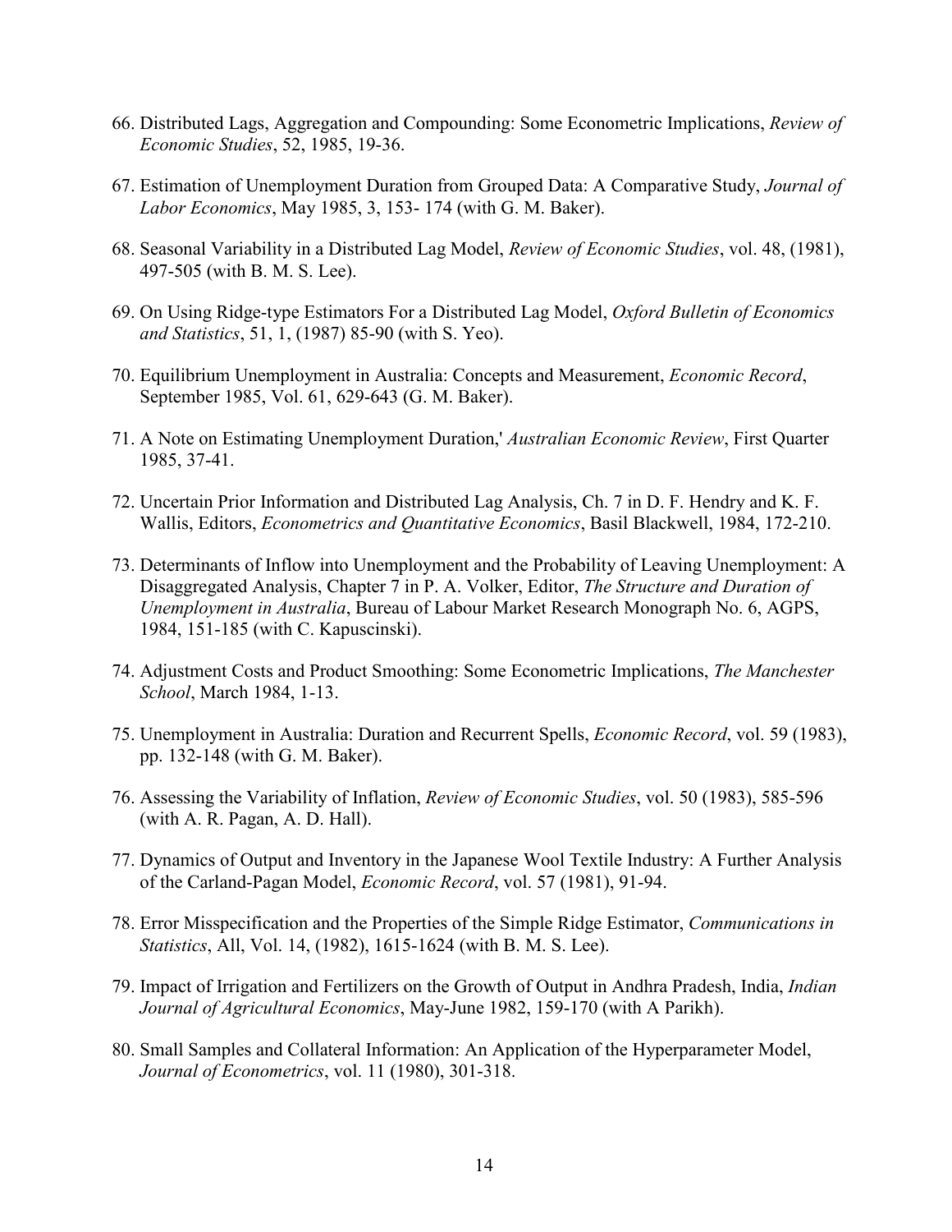66. Distributed Lags, Aggregation and Compounding: Some Econometric Implications, *Review of Economic Studies*, 52, 1985, 19-36.

67. Estimation of Unemployment Duration from Grouped Data: A Comparative Study, *Journal of Labor Economics*, May 1985, 3, 153- 174 (with G. M. Baker).

68. Seasonal Variability in a Distributed Lag Model, *Review of Economic Studies*, vol. 48, (1981), 497-505 (with B. M. S. Lee).

69. On Using Ridge-type Estimators For a Distributed Lag Model, *Oxford Bulletin of Economics and Statistics*, 51, 1, (1987) 85-90 (with S. Yeo).

70. Equilibrium Unemployment in Australia: Concepts and Measurement, *Economic Record*, September 1985, Vol. 61, 629-643 (G. M. Baker).

71. A Note on Estimating Unemployment Duration,' *Australian Economic Review*, First Quarter 1985, 37-41.

72. Uncertain Prior Information and Distributed Lag Analysis, Ch. 7 in D. F. Hendry and K. F. Wallis, Editors, *Econometrics and Quantitative Economics*, Basil Blackwell, 1984, 172-210.

73. Determinants of Inflow into Unemployment and the Probability of Leaving Unemployment: A Disaggregated Analysis, Chapter 7 in P. A. Volker, Editor, *The Structure and Duration of Unemployment in Australia*, Bureau of Labour Market Research Monograph No. 6, AGPS, 1984, 151-185 (with C. Kapuscinski).

74. Adjustment Costs and Product Smoothing: Some Econometric Implications, *The Manchester School*, March 1984, 1-13.

75. Unemployment in Australia: Duration and Recurrent Spells, *Economic Record*, vol. 59 (1983), pp. 132-148 (with G. M. Baker).

76. Assessing the Variability of Inflation, *Review of Economic Studies*, vol. 50 (1983), 585-596 (with A. R. Pagan, A. D. Hall).

77. Dynamics of Output and Inventory in the Japanese Wool Textile Industry: A Further Analysis of the Carland-Pagan Model, *Economic Record*, vol. 57 (1981), 91-94.

78. Error Misspecification and the Properties of the Simple Ridge Estimator, *Communications in Statistics*, All, Vol. 14, (1982), 1615-1624 (with B. M. S. Lee).

79. Impact of Irrigation and Fertilizers on the Growth of Output in Andhra Pradesh, India, *Indian Journal of Agricultural Economics*, May-June 1982, 159-170 (with A Parikh).

80. Small Samples and Collateral Information: An Application of the Hyperparameter Model, *Journal of Econometrics*, vol. 11 (1980), 301-318.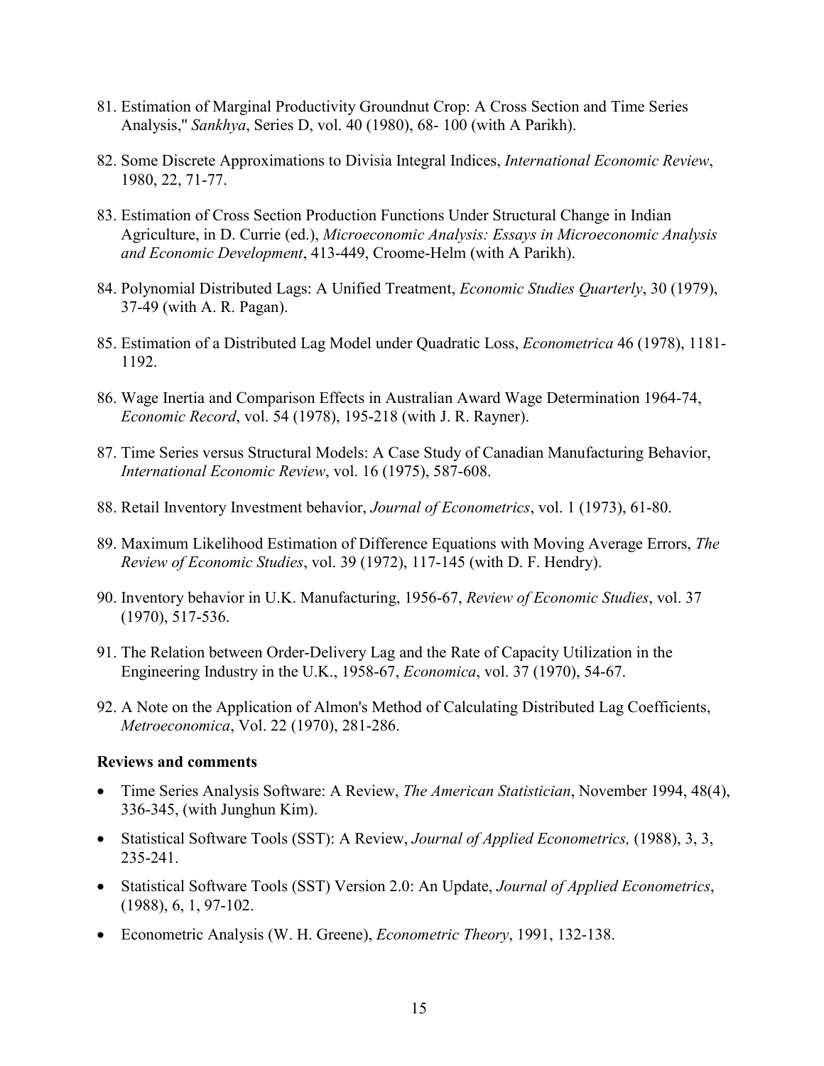81. Estimation of Marginal Productivity Groundnut Crop: A Cross Section and Time Series Analysis," *Sankhya*, Series D, vol. 40 (1980), 68- 100 (with A Parikh).

82. Some Discrete Approximations to Divisia Integral Indices, *International Economic Review*, 1980, 22, 71-77.

83. Estimation of Cross Section Production Functions Under Structural Change in Indian Agriculture, in D. Currie (ed.), *Microeconomic Analysis: Essays in Microeconomic Analysis and Economic Development*, 413-449, Croome-Helm (with A Parikh).

84. Polynomial Distributed Lags: A Unified Treatment, *Economic Studies Quarterly*, 30 (1979), 37-49 (with A. R. Pagan).

85. Estimation of a Distributed Lag Model under Quadratic Loss, *Econometrica* 46 (1978), 1181-1192.

86. Wage Inertia and Comparison Effects in Australian Award Wage Determination 1964-74, *Economic Record*, vol. 54 (1978), 195-218 (with J. R. Rayner).

87. Time Series versus Structural Models: A Case Study of Canadian Manufacturing Behavior, *International Economic Review*, vol. 16 (1975), 587-608.

88. Retail Inventory Investment behavior, *Journal of Econometrics*, vol. 1 (1973), 61-80.

89. Maximum Likelihood Estimation of Difference Equations with Moving Average Errors, *The Review of Economic Studies*, vol. 39 (1972), 117-145 (with D. F. Hendry).

90. Inventory behavior in U.K. Manufacturing, 1956-67, *Review of Economic Studies*, vol. 37 (1970), 517-536.

91. The Relation between Order-Delivery Lag and the Rate of Capacity Utilization in the Engineering Industry in the U.K., 1958-67, *Economica*, vol. 37 (1970), 54-67.

92. A Note on the Application of Almon's Method of Calculating Distributed Lag Coefficients, *Metroeconomica*, Vol. 22 (1970), 281-286.

**Reviews and comments**

- Time Series Analysis Software: A Review, *The American Statistician*, November 1994, 48(4), 336-345, (with Junghun Kim).
- Statistical Software Tools (SST): A Review, *Journal of Applied Econometrics,* (1988), 3, 3, 235-241.
- Statistical Software Tools (SST) Version 2.0: An Update, *Journal of Applied Econometrics*, (1988), 6, 1, 97-102.
- Econometric Analysis (W. H. Greene), *Econometric Theory*, 1991, 132-138.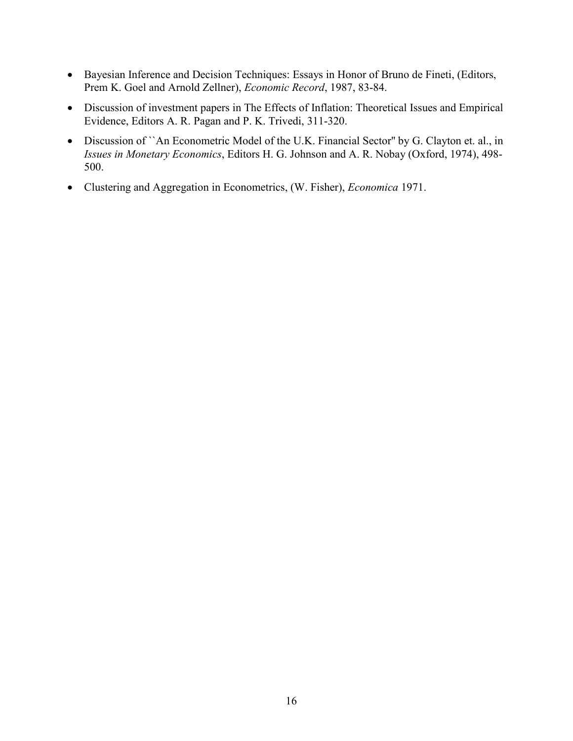- Bayesian Inference and Decision Techniques: Essays in Honor of Bruno de Fineti, (Editors, Prem K. Goel and Arnold Zellner), *Economic Record*, 1987, 83-84.
- Discussion of investment papers in The Effects of Inflation: Theoretical Issues and Empirical Evidence, Editors A. R. Pagan and P. K. Trivedi, 311-320.
- Discussion of ``An Econometric Model of the U.K. Financial Sector'' by G. Clayton et. al., in *Issues in Monetary Economics*, Editors H. G. Johnson and A. R. Nobay (Oxford, 1974), 498-500.
- Clustering and Aggregation in Econometrics, (W. Fisher), *Economica* 1971.